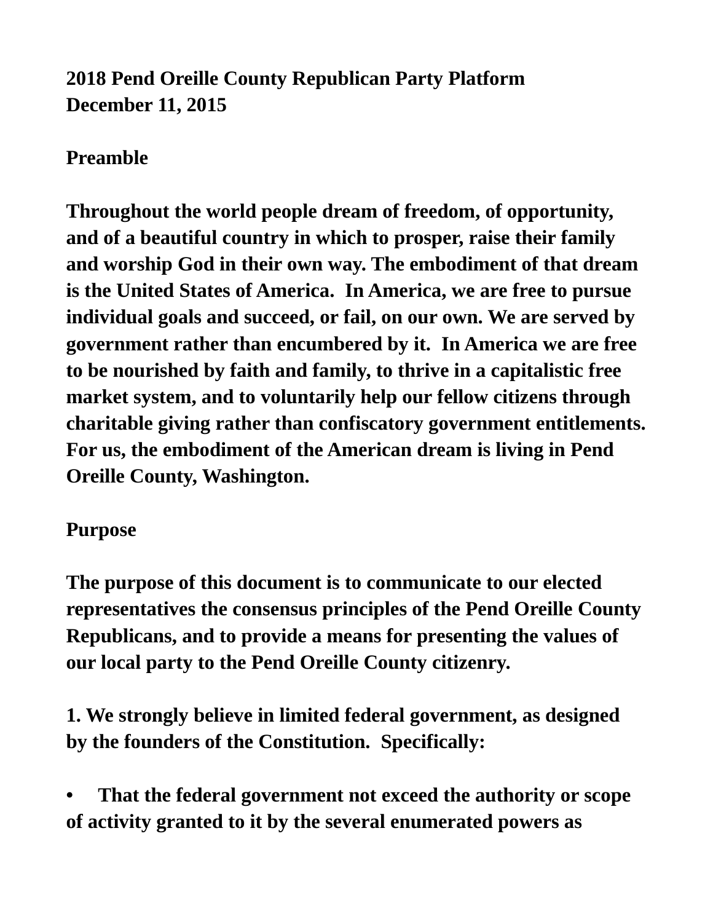# 2018 Pend Oreille County Republican Party Platform
**December 11, 2015**

## Preamble

**Throughout the world people dream of freedom, of opportunity, and of a beautiful country in which to prosper, raise their family and worship God in their own way. The embodiment of that dream is the United States of America. In America, we are free to pursue individual goals and succeed, or fail, on our own. We are served by government rather than encumbered by it. In America we are free to be nourished by faith and family, to thrive in a capitalistic free market system, and to voluntarily help our fellow citizens through charitable giving rather than confiscatory government entitlements. For us, the embodiment of the American dream is living in Pend Oreille County, Washington.**

## Purpose

**The purpose of this document is to communicate to our elected representatives the consensus principles of the Pend Oreille County Republicans, and to provide a means for presenting the values of our local party to the Pend Oreille County citizenry.**

**1. We strongly believe in limited federal government, as designed by the founders of the Constitution. Specifically:**

- **That the federal government not exceed the authority or scope of activity granted to it by the several enumerated powers as**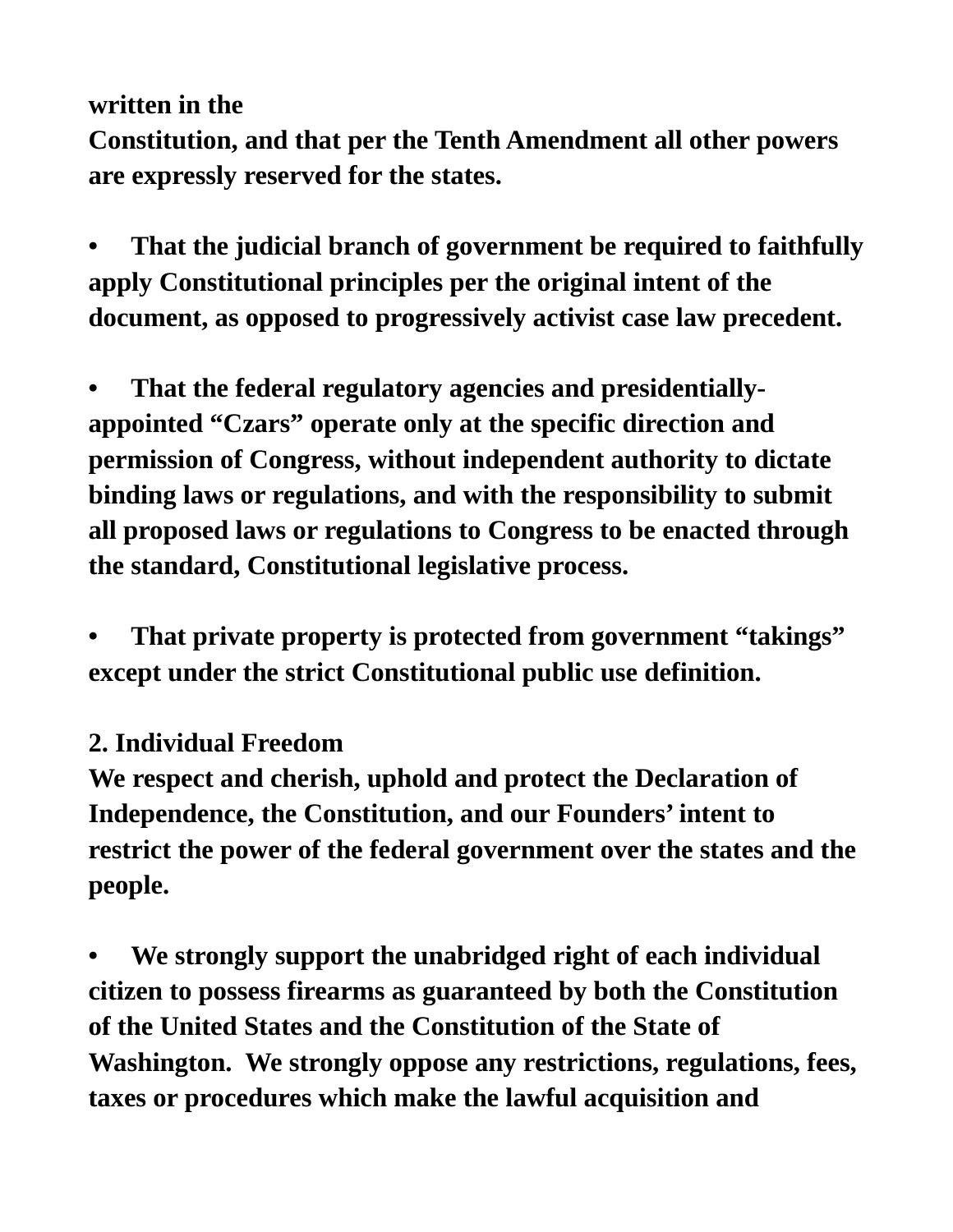**written in the Constitution, and that per the Tenth Amendment all other powers are expressly reserved for the states.**

- **That the judicial branch of government be required to faithfully apply Constitutional principles per the original intent of the document, as opposed to progressively activist case law precedent.**

- **That the federal regulatory agencies and presidentially-appointed "Czars" operate only at the specific direction and permission of Congress, without independent authority to dictate binding laws or regulations, and with the responsibility to submit all proposed laws or regulations to Congress to be enacted through the standard, Constitutional legislative process.**

- **That private property is protected from government "takings" except under the strict Constitutional public use definition.**

**2. Individual Freedom**

**We respect and cherish, uphold and protect the Declaration of Independence, the Constitution, and our Founders' intent to restrict the power of the federal government over the states and the people.**

- **We strongly support the unabridged right of each individual citizen to possess firearms as guaranteed by both the Constitution of the United States and the Constitution of the State of Washington. We strongly oppose any restrictions, regulations, fees, taxes or procedures which make the lawful acquisition and**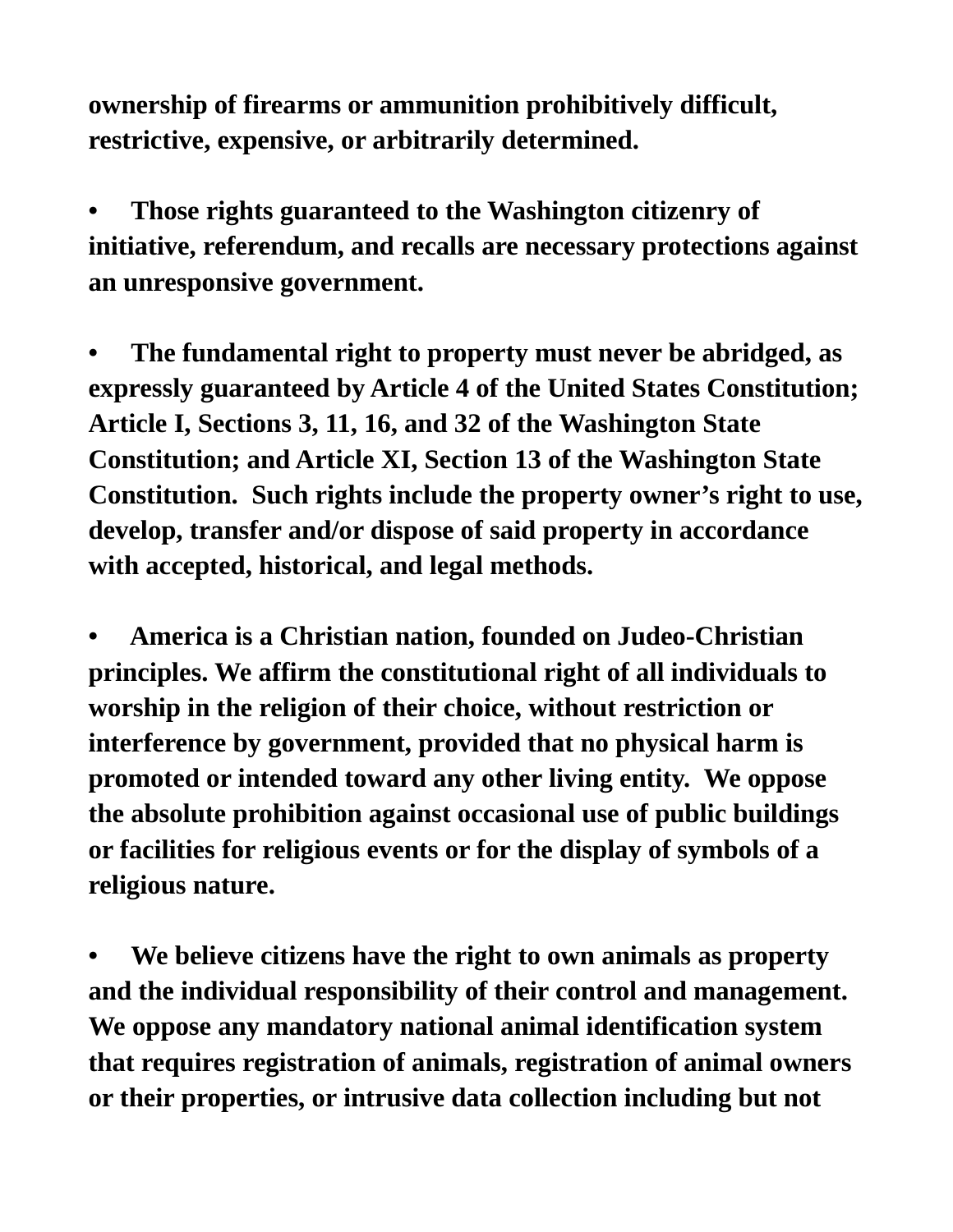**ownership of firearms or ammunition prohibitively difficult, restrictive, expensive, or arbitrarily determined.**

- **Those rights guaranteed to the Washington citizenry of initiative, referendum, and recalls are necessary protections against an unresponsive government.**

- **The fundamental right to property must never be abridged, as expressly guaranteed by Article 4 of the United States Constitution; Article I, Sections 3, 11, 16, and 32 of the Washington State Constitution; and Article XI, Section 13 of the Washington State Constitution. Such rights include the property owner's right to use, develop, transfer and/or dispose of said property in accordance with accepted, historical, and legal methods.**

- **America is a Christian nation, founded on Judeo-Christian principles. We affirm the constitutional right of all individuals to worship in the religion of their choice, without restriction or interference by government, provided that no physical harm is promoted or intended toward any other living entity. We oppose the absolute prohibition against occasional use of public buildings or facilities for religious events or for the display of symbols of a religious nature.**

- **We believe citizens have the right to own animals as property and the individual responsibility of their control and management. We oppose any mandatory national animal identification system that requires registration of animals, registration of animal owners or their properties, or intrusive data collection including but not**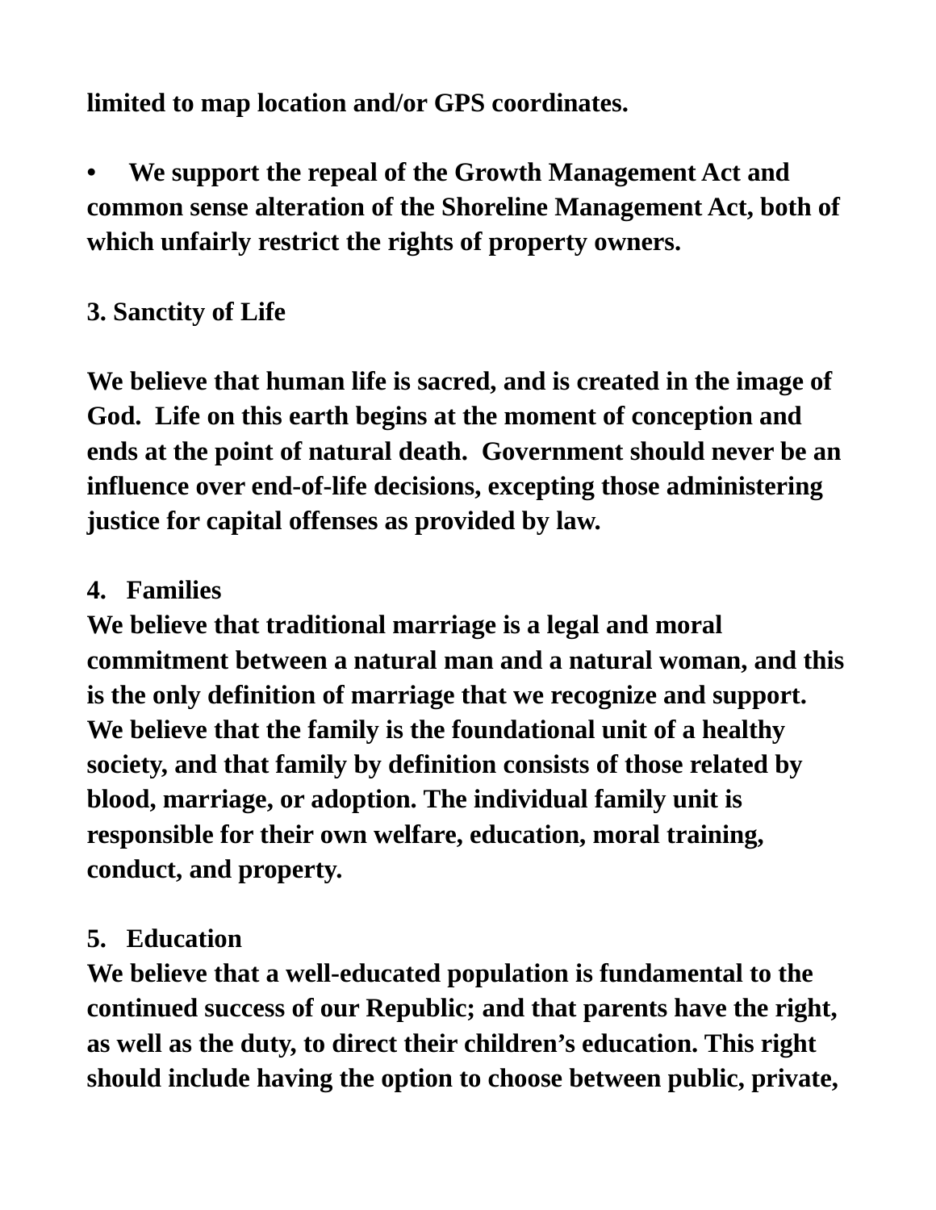**limited to map location and/or GPS coordinates.**

- **We support the repeal of the Growth Management Act and common sense alteration of the Shoreline Management Act, both of which unfairly restrict the rights of property owners.**

**3. Sanctity of Life**

**We believe that human life is sacred, and is created in the image of God. Life on this earth begins at the moment of conception and ends at the point of natural death. Government should never be an influence over end-of-life decisions, excepting those administering justice for capital offenses as provided by law.**

**4. Families**

**We believe that traditional marriage is a legal and moral commitment between a natural man and a natural woman, and this is the only definition of marriage that we recognize and support. We believe that the family is the foundational unit of a healthy society, and that family by definition consists of those related by blood, marriage, or adoption. The individual family unit is responsible for their own welfare, education, moral training, conduct, and property.**

**5. Education**

**We believe that a well-educated population is fundamental to the continued success of our Republic; and that parents have the right, as well as the duty, to direct their children's education. This right should include having the option to choose between public, private,**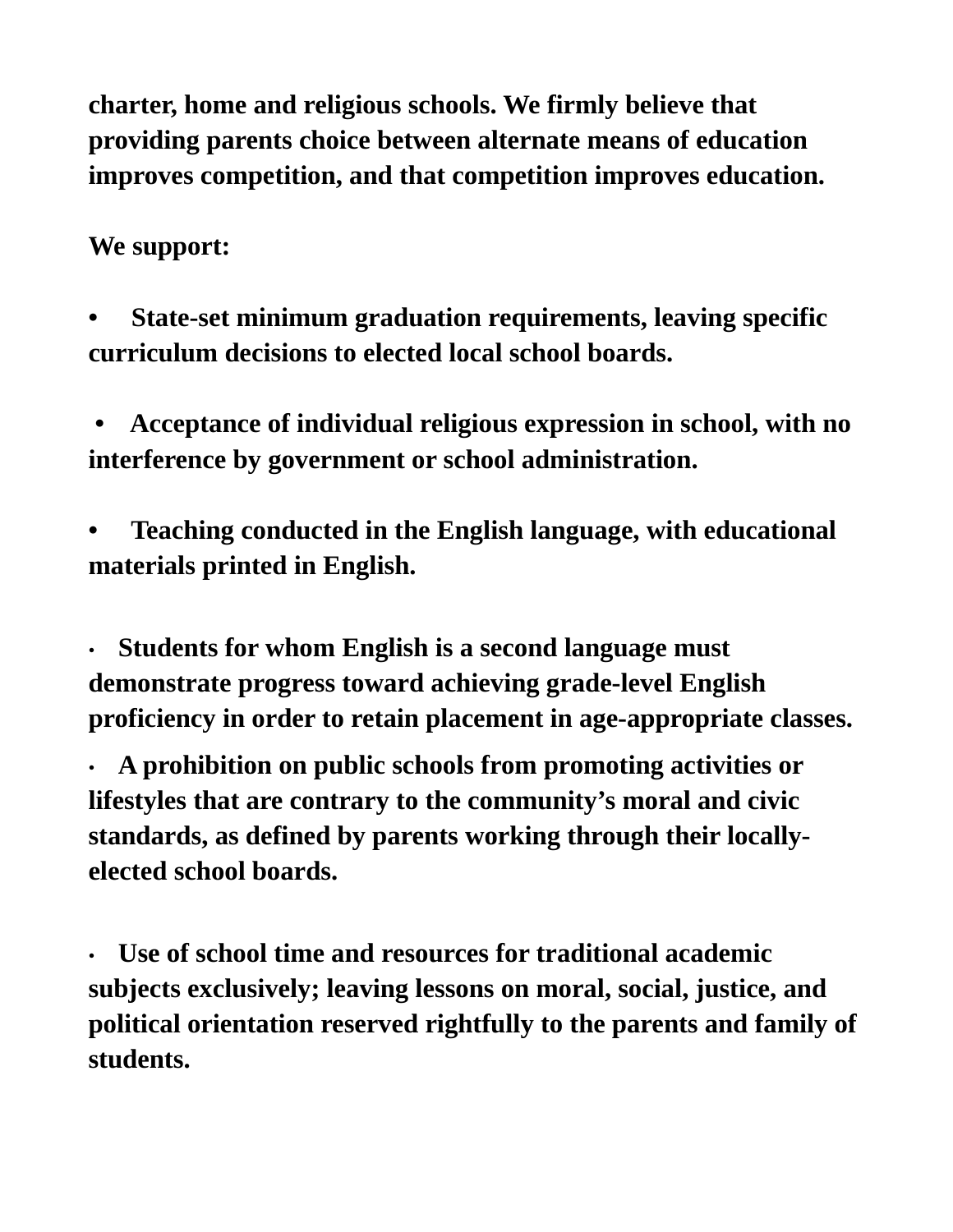**charter, home and religious schools. We firmly believe that providing parents choice between alternate means of education improves competition, and that competition improves education.**

**We support:**

- **State-set minimum graduation requirements, leaving specific curriculum decisions to elected local school boards.**

- **Acceptance of individual religious expression in school, with no interference by government or school administration.**

- **Teaching conducted in the English language, with educational materials printed in English.**

- **Students for whom English is a second language must demonstrate progress toward achieving grade-level English proficiency in order to retain placement in age-appropriate classes.**

- **A prohibition on public schools from promoting activities or lifestyles that are contrary to the community's moral and civic standards, as defined by parents working through their locally-elected school boards.**

- **Use of school time and resources for traditional academic subjects exclusively; leaving lessons on moral, social, justice, and political orientation reserved rightfully to the parents and family of students.**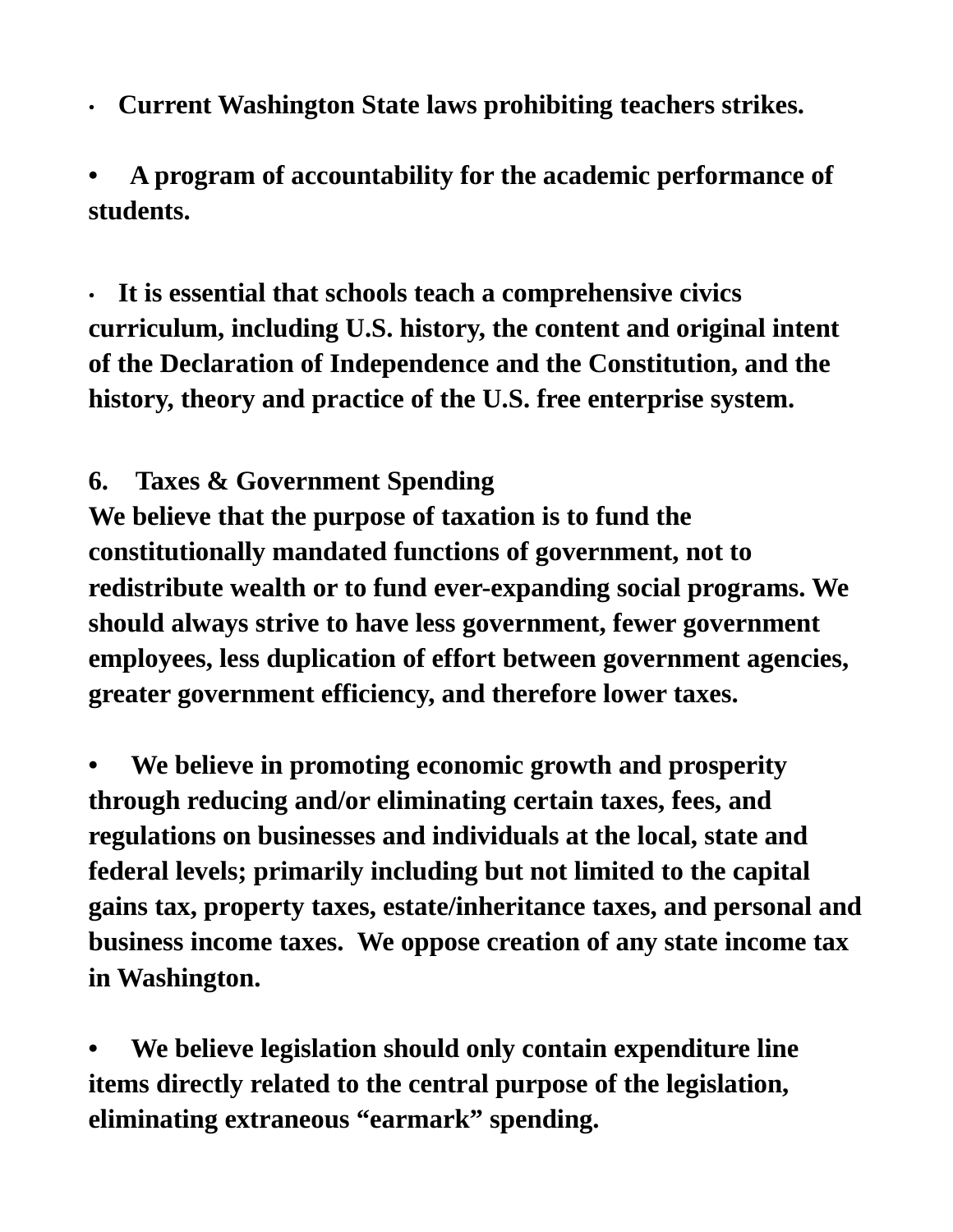- **Current Washington State laws prohibiting teachers strikes.**

- **A program of accountability for the academic performance of students.**

- **It is essential that schools teach a comprehensive civics curriculum, including U.S. history, the content and original intent of the Declaration of Independence and the Constitution, and the history, theory and practice of the U.S. free enterprise system.**

## 6. Taxes & Government Spending

**We believe that the purpose of taxation is to fund the constitutionally mandated functions of government, not to redistribute wealth or to fund ever-expanding social programs. We should always strive to have less government, fewer government employees, less duplication of effort between government agencies, greater government efficiency, and therefore lower taxes.**

- **We believe in promoting economic growth and prosperity through reducing and/or eliminating certain taxes, fees, and regulations on businesses and individuals at the local, state and federal levels; primarily including but not limited to the capital gains tax, property taxes, estate/inheritance taxes, and personal and business income taxes. We oppose creation of any state income tax in Washington.**

- **We believe legislation should only contain expenditure line items directly related to the central purpose of the legislation, eliminating extraneous "earmark" spending.**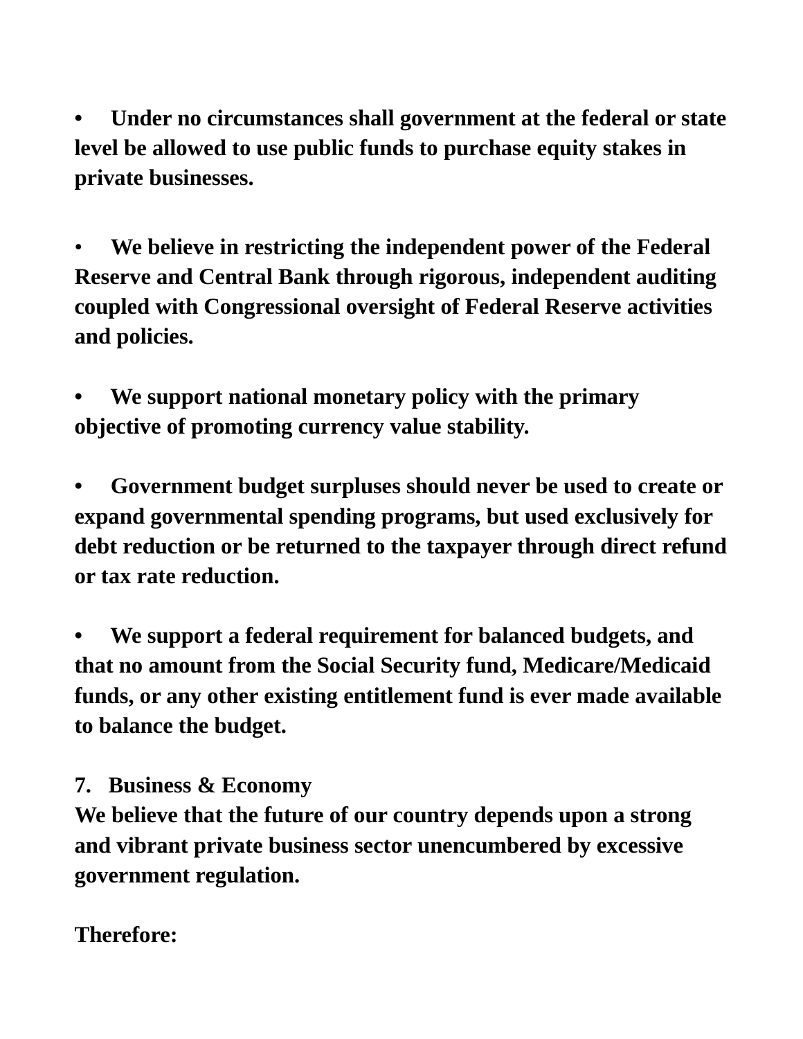- **Under no circumstances shall government at the federal or state level be allowed to use public funds to purchase equity stakes in private businesses.**

- **We believe in restricting the independent power of the Federal Reserve and Central Bank through rigorous, independent auditing coupled with Congressional oversight of Federal Reserve activities and policies.**

- **We support national monetary policy with the primary objective of promoting currency value stability.**

- **Government budget surpluses should never be used to create or expand governmental spending programs, but used exclusively for debt reduction or be returned to the taxpayer through direct refund or tax rate reduction.**

- **We support a federal requirement for balanced budgets, and that no amount from the Social Security fund, Medicare/Medicaid funds, or any other existing entitlement fund is ever made available to balance the budget.**

## 7. Business & Economy

**We believe that the future of our country depends upon a strong and vibrant private business sector unencumbered by excessive government regulation.**

**Therefore:**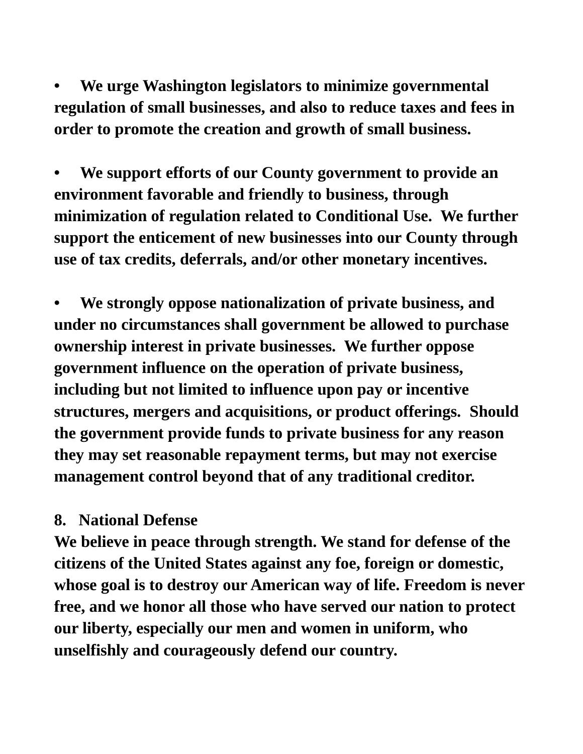- **We urge Washington legislators to minimize governmental regulation of small businesses, and also to reduce taxes and fees in order to promote the creation and growth of small business.**

- **We support efforts of our County government to provide an environment favorable and friendly to business, through minimization of regulation related to Conditional Use. We further support the enticement of new businesses into our County through use of tax credits, deferrals, and/or other monetary incentives.**

- **We strongly oppose nationalization of private business, and under no circumstances shall government be allowed to purchase ownership interest in private businesses. We further oppose government influence on the operation of private business, including but not limited to influence upon pay or incentive structures, mergers and acquisitions, or product offerings. Should the government provide funds to private business for any reason they may set reasonable repayment terms, but may not exercise management control beyond that of any traditional creditor.**

## 8. National Defense

**We believe in peace through strength. We stand for defense of the citizens of the United States against any foe, foreign or domestic, whose goal is to destroy our American way of life. Freedom is never free, and we honor all those who have served our nation to protect our liberty, especially our men and women in uniform, who unselfishly and courageously defend our country.**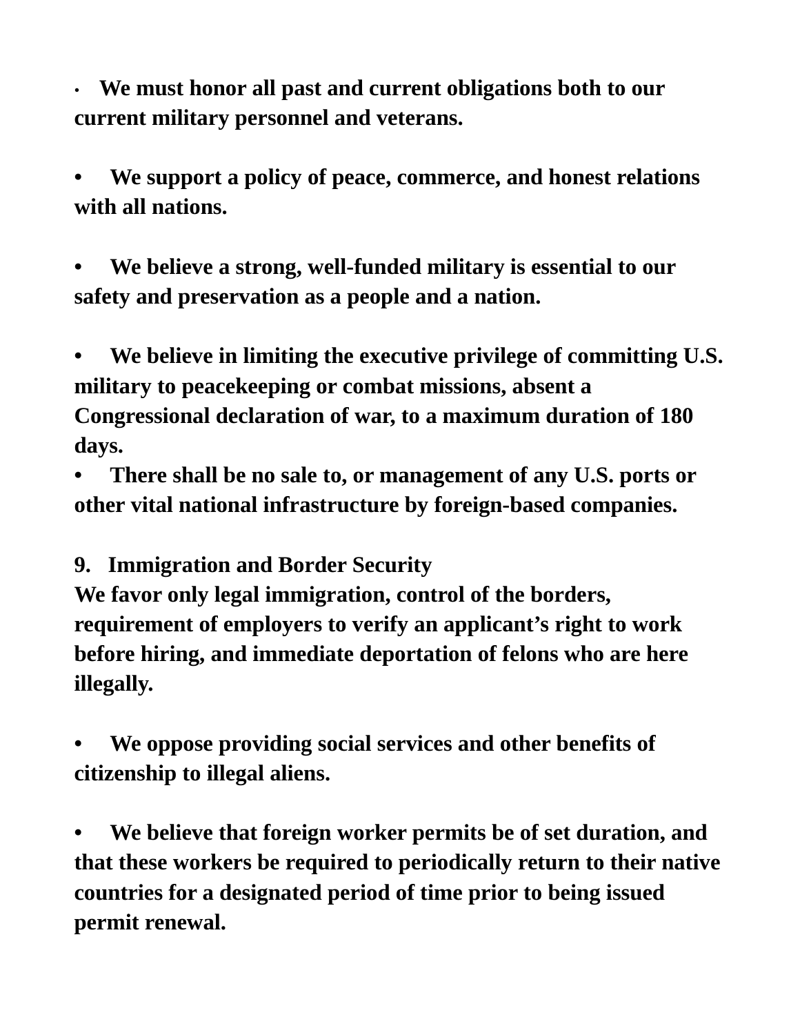- **We must honor all past and current obligations both to our current military personnel and veterans.**

- **We support a policy of peace, commerce, and honest relations with all nations.**

- **We believe a strong, well-funded military is essential to our safety and preservation as a people and a nation.**

- **We believe in limiting the executive privilege of committing U.S. military to peacekeeping or combat missions, absent a Congressional declaration of war, to a maximum duration of 180 days.**
- **There shall be no sale to, or management of any U.S. ports or other vital national infrastructure by foreign-based companies.**

## 9. Immigration and Border Security

**We favor only legal immigration, control of the borders, requirement of employers to verify an applicant's right to work before hiring, and immediate deportation of felons who are here illegally.**

- **We oppose providing social services and other benefits of citizenship to illegal aliens.**

- **We believe that foreign worker permits be of set duration, and that these workers be required to periodically return to their native countries for a designated period of time prior to being issued permit renewal.**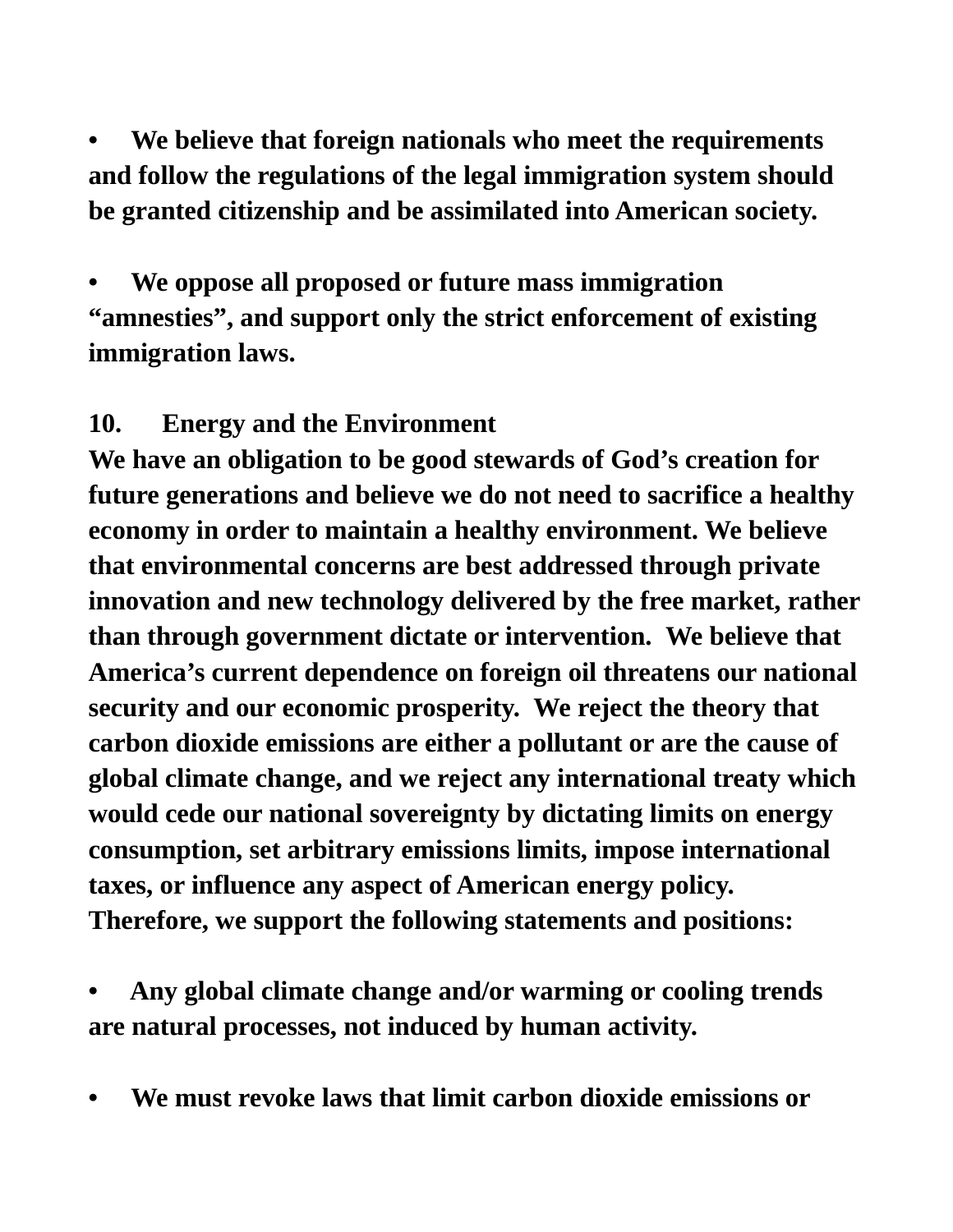- **We believe that foreign nationals who meet the requirements and follow the regulations of the legal immigration system should be granted citizenship and be assimilated into American society.**

- **We oppose all proposed or future mass immigration "amnesties", and support only the strict enforcement of existing immigration laws.**

## 10. Energy and the Environment

**We have an obligation to be good stewards of God's creation for future generations and believe we do not need to sacrifice a healthy economy in order to maintain a healthy environment. We believe that environmental concerns are best addressed through private innovation and new technology delivered by the free market, rather than through government dictate or intervention. We believe that America's current dependence on foreign oil threatens our national security and our economic prosperity. We reject the theory that carbon dioxide emissions are either a pollutant or are the cause of global climate change, and we reject any international treaty which would cede our national sovereignty by dictating limits on energy consumption, set arbitrary emissions limits, impose international taxes, or influence any aspect of American energy policy. Therefore, we support the following statements and positions:**

- **Any global climate change and/or warming or cooling trends are natural processes, not induced by human activity.**

- **We must revoke laws that limit carbon dioxide emissions or**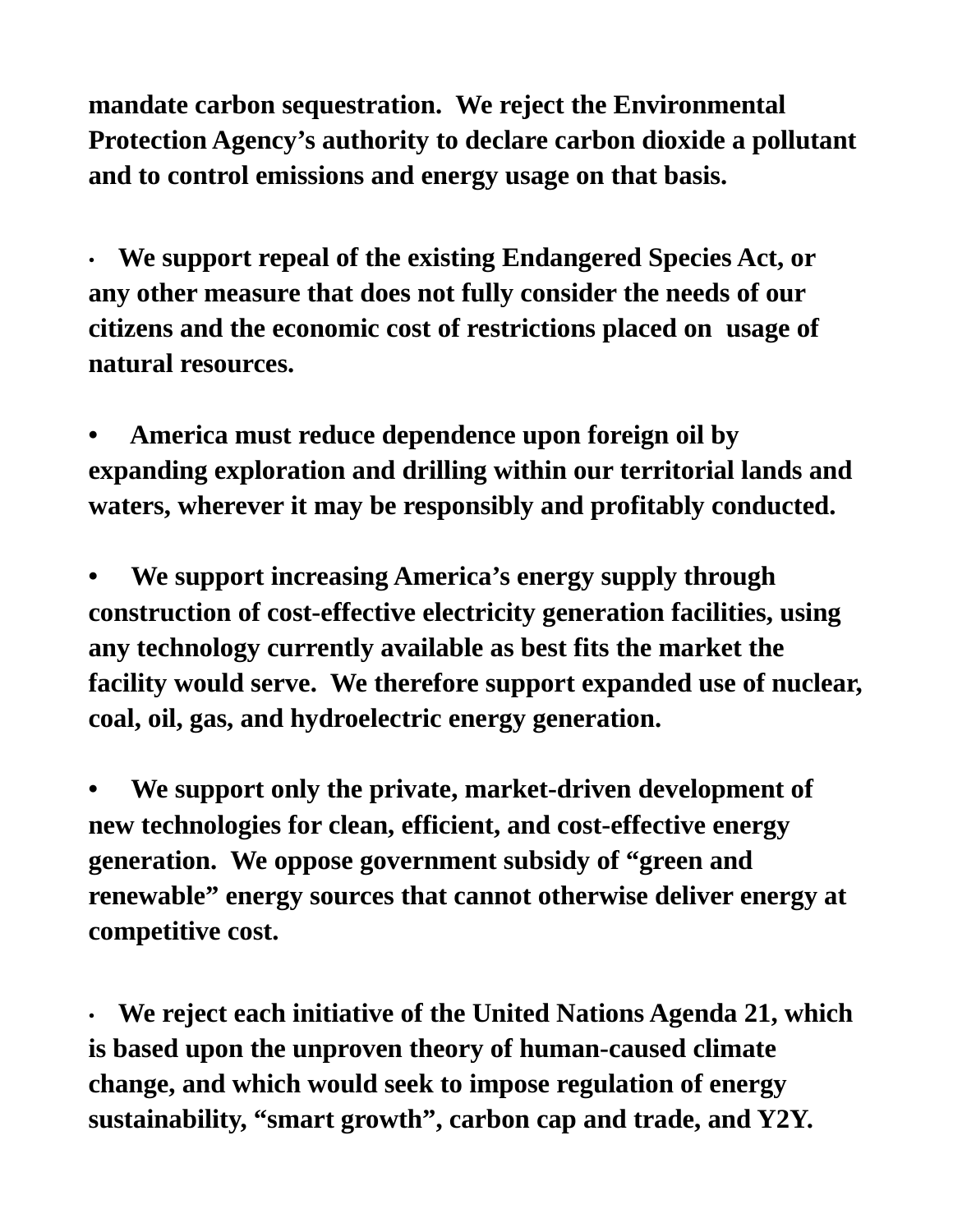**mandate carbon sequestration. We reject the Environmental Protection Agency's authority to declare carbon dioxide a pollutant and to control emissions and energy usage on that basis.**

- **We support repeal of the existing Endangered Species Act, or any other measure that does not fully consider the needs of our citizens and the economic cost of restrictions placed on usage of natural resources.**

- **America must reduce dependence upon foreign oil by expanding exploration and drilling within our territorial lands and waters, wherever it may be responsibly and profitably conducted.**

- **We support increasing America's energy supply through construction of cost-effective electricity generation facilities, using any technology currently available as best fits the market the facility would serve. We therefore support expanded use of nuclear, coal, oil, gas, and hydroelectric energy generation.**

- **We support only the private, market-driven development of new technologies for clean, efficient, and cost-effective energy generation. We oppose government subsidy of "green and renewable" energy sources that cannot otherwise deliver energy at competitive cost.**

- **We reject each initiative of the United Nations Agenda 21, which is based upon the unproven theory of human-caused climate change, and which would seek to impose regulation of energy sustainability, "smart growth", carbon cap and trade, and Y2Y.**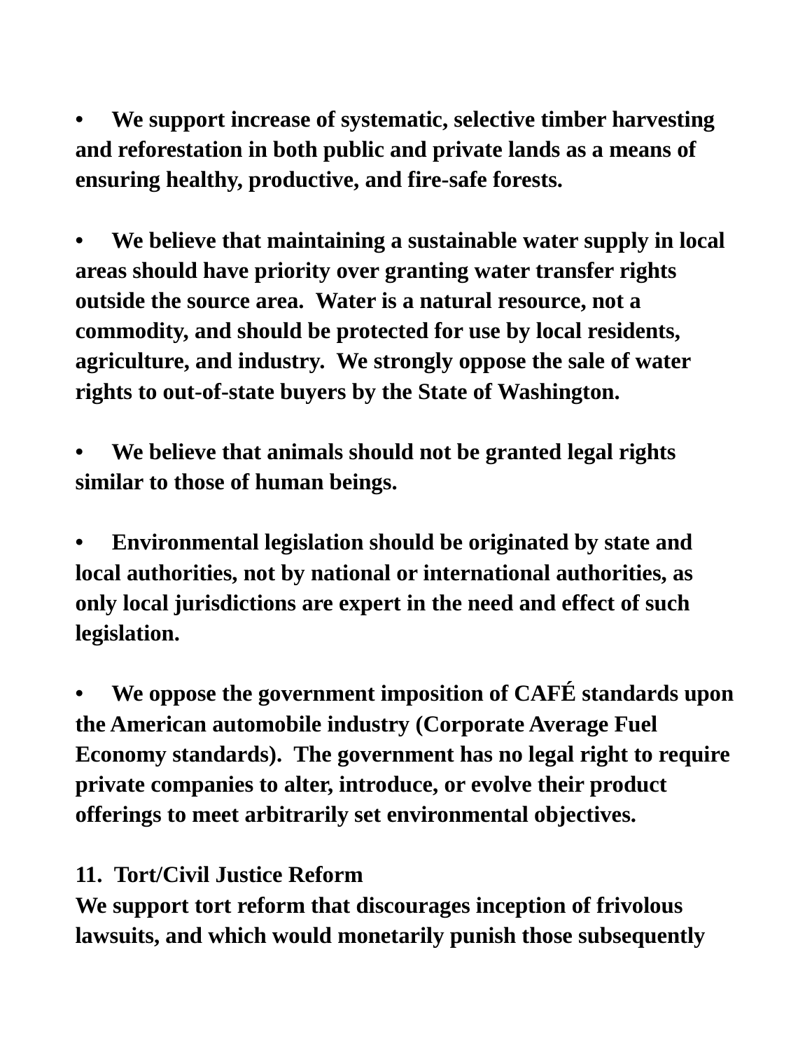- **We support increase of systematic, selective timber harvesting and reforestation in both public and private lands as a means of ensuring healthy, productive, and fire-safe forests.**

- **We believe that maintaining a sustainable water supply in local areas should have priority over granting water transfer rights outside the source area. Water is a natural resource, not a commodity, and should be protected for use by local residents, agriculture, and industry. We strongly oppose the sale of water rights to out-of-state buyers by the State of Washington.**

- **We believe that animals should not be granted legal rights similar to those of human beings.**

- **Environmental legislation should be originated by state and local authorities, not by national or international authorities, as only local jurisdictions are expert in the need and effect of such legislation.**

- **We oppose the government imposition of CAFÉ standards upon the American automobile industry (Corporate Average Fuel Economy standards). The government has no legal right to require private companies to alter, introduce, or evolve their product offerings to meet arbitrarily set environmental objectives.**

## 11. Tort/Civil Justice Reform

**We support tort reform that discourages inception of frivolous lawsuits, and which would monetarily punish those subsequently**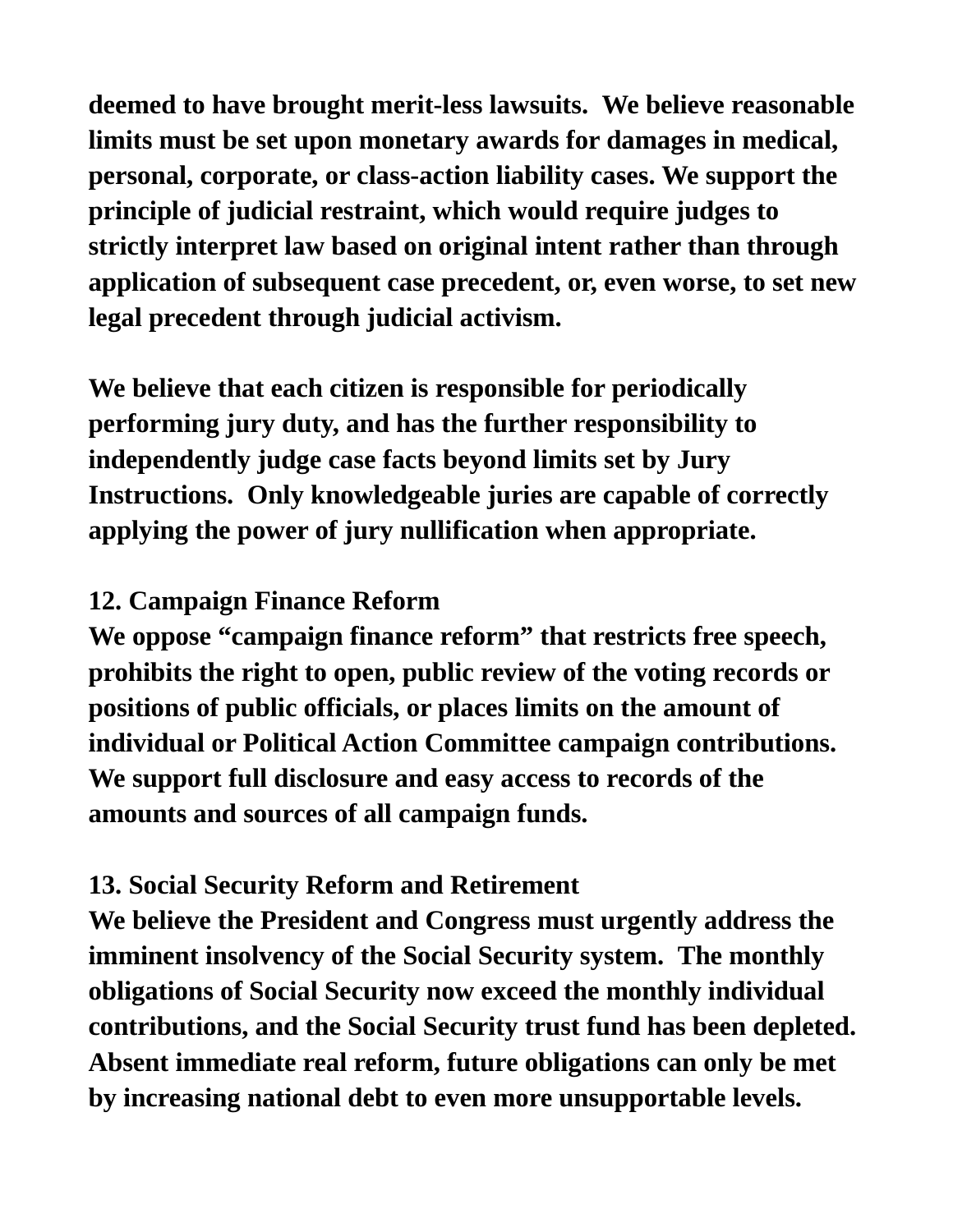deemed to have brought merit-less lawsuits. We believe reasonable limits must be set upon monetary awards for damages in medical, personal, corporate, or class-action liability cases. We support the principle of judicial restraint, which would require judges to strictly interpret law based on original intent rather than through application of subsequent case precedent, or, even worse, to set new legal precedent through judicial activism.

We believe that each citizen is responsible for periodically performing jury duty, and has the further responsibility to independently judge case facts beyond limits set by Jury Instructions. Only knowledgeable juries are capable of correctly applying the power of jury nullification when appropriate.

## 12. Campaign Finance Reform

We oppose "campaign finance reform" that restricts free speech, prohibits the right to open, public review of the voting records or positions of public officials, or places limits on the amount of individual or Political Action Committee campaign contributions. We support full disclosure and easy access to records of the amounts and sources of all campaign funds.

## 13. Social Security Reform and Retirement

We believe the President and Congress must urgently address the imminent insolvency of the Social Security system. The monthly obligations of Social Security now exceed the monthly individual contributions, and the Social Security trust fund has been depleted. Absent immediate real reform, future obligations can only be met by increasing national debt to even more unsupportable levels.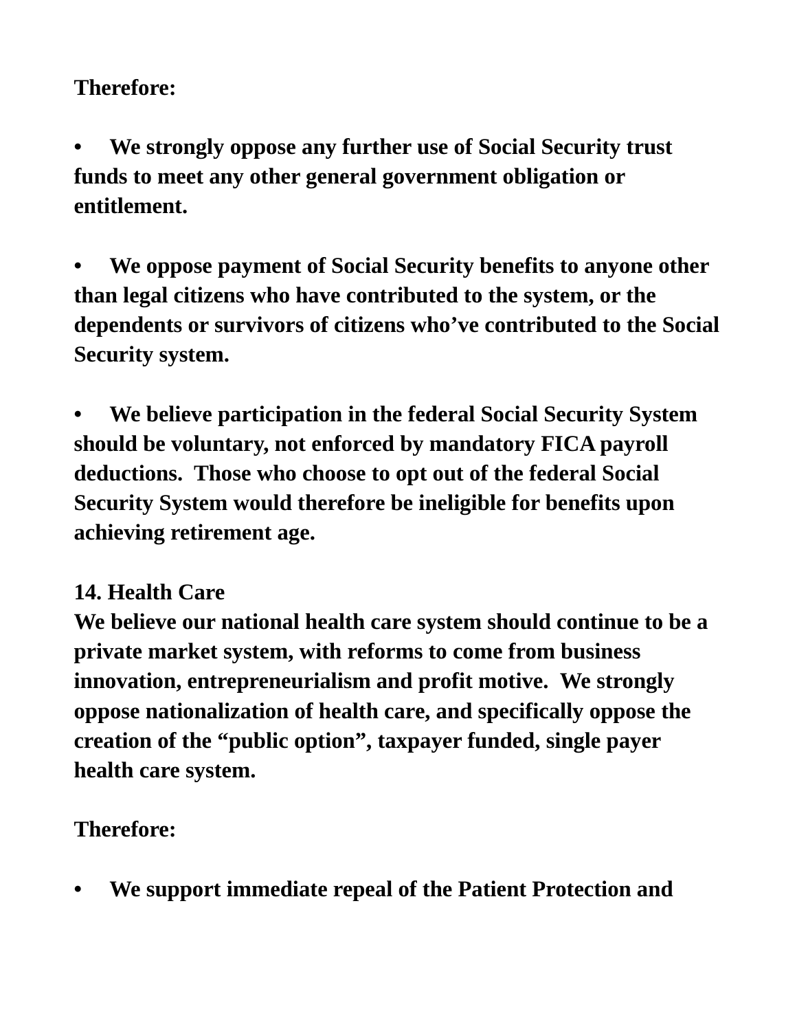**Therefore:**

- **We strongly oppose any further use of Social Security trust funds to meet any other general government obligation or entitlement.**

- **We oppose payment of Social Security benefits to anyone other than legal citizens who have contributed to the system, or the dependents or survivors of citizens who've contributed to the Social Security system.**

- **We believe participation in the federal Social Security System should be voluntary, not enforced by mandatory FICA payroll deductions. Those who choose to opt out of the federal Social Security System would therefore be ineligible for benefits upon achieving retirement age.**

## 14. Health Care

**We believe our national health care system should continue to be a private market system, with reforms to come from business innovation, entrepreneurialism and profit motive. We strongly oppose nationalization of health care, and specifically oppose the creation of the "public option", taxpayer funded, single payer health care system.**

**Therefore:**

- **We support immediate repeal of the Patient Protection and**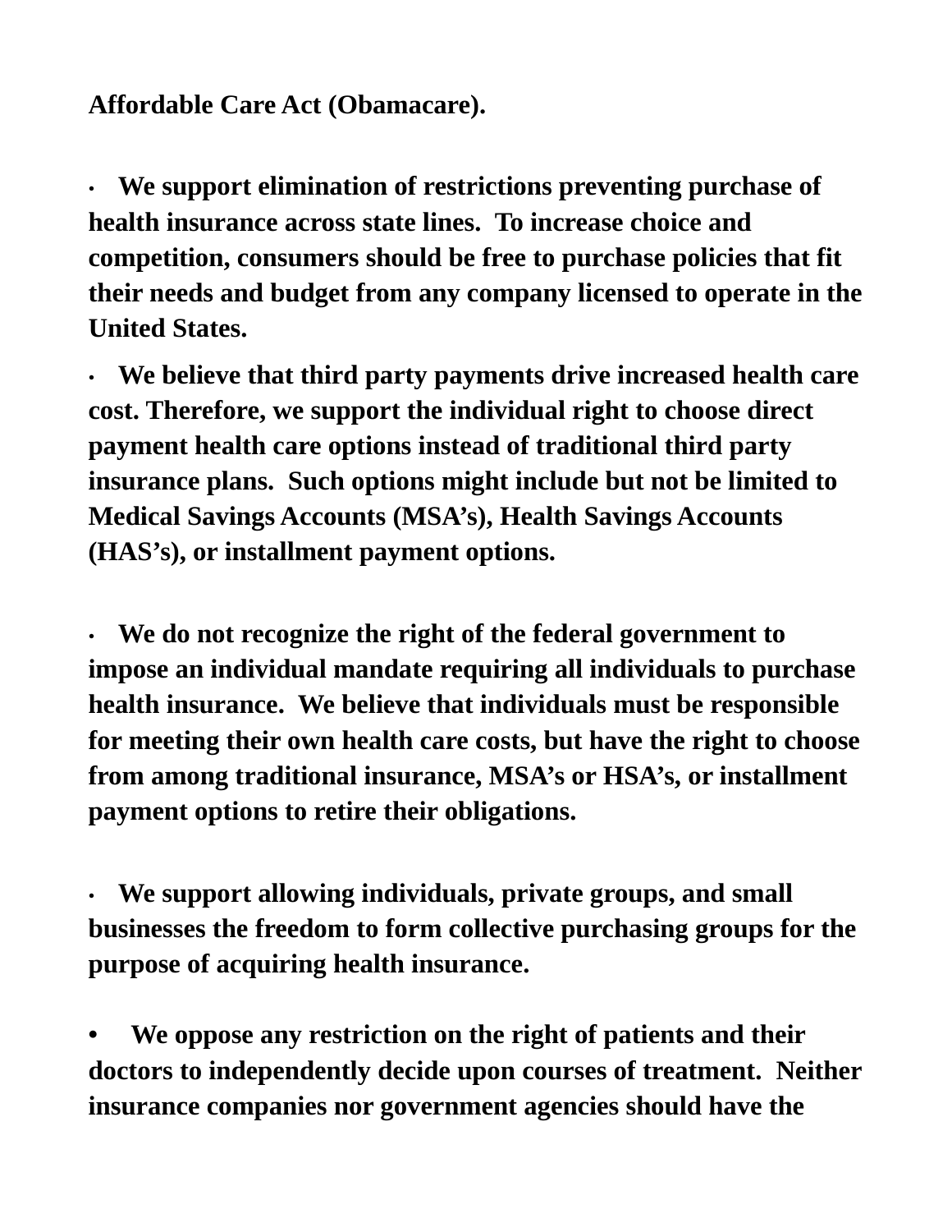**Affordable Care Act (Obamacare).**

- **We support elimination of restrictions preventing purchase of health insurance across state lines. To increase choice and competition, consumers should be free to purchase policies that fit their needs and budget from any company licensed to operate in the United States.**

- **We believe that third party payments drive increased health care cost. Therefore, we support the individual right to choose direct payment health care options instead of traditional third party insurance plans. Such options might include but not be limited to Medical Savings Accounts (MSA's), Health Savings Accounts (HAS's), or installment payment options.**

- **We do not recognize the right of the federal government to impose an individual mandate requiring all individuals to purchase health insurance. We believe that individuals must be responsible for meeting their own health care costs, but have the right to choose from among traditional insurance, MSA's or HSA's, or installment payment options to retire their obligations.**

- **We support allowing individuals, private groups, and small businesses the freedom to form collective purchasing groups for the purpose of acquiring health insurance.**

- **We oppose any restriction on the right of patients and their doctors to independently decide upon courses of treatment. Neither insurance companies nor government agencies should have the**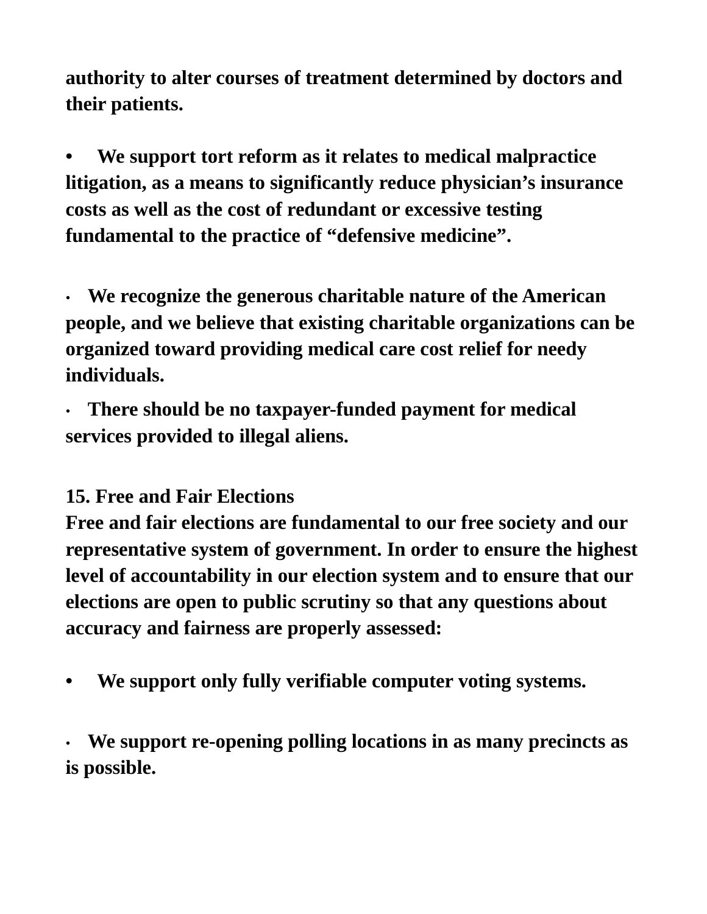**authority to alter courses of treatment determined by doctors and their patients.**

- **We support tort reform as it relates to medical malpractice litigation, as a means to significantly reduce physician's insurance costs as well as the cost of redundant or excessive testing fundamental to the practice of "defensive medicine".**

- **We recognize the generous charitable nature of the American people, and we believe that existing charitable organizations can be organized toward providing medical care cost relief for needy individuals.**
- **There should be no taxpayer-funded payment for medical services provided to illegal aliens.**

## 15. Free and Fair Elections

**Free and fair elections are fundamental to our free society and our representative system of government. In order to ensure the highest level of accountability in our election system and to ensure that our elections are open to public scrutiny so that any questions about accuracy and fairness are properly assessed:**

- **We support only fully verifiable computer voting systems.**

- **We support re-opening polling locations in as many precincts as is possible.**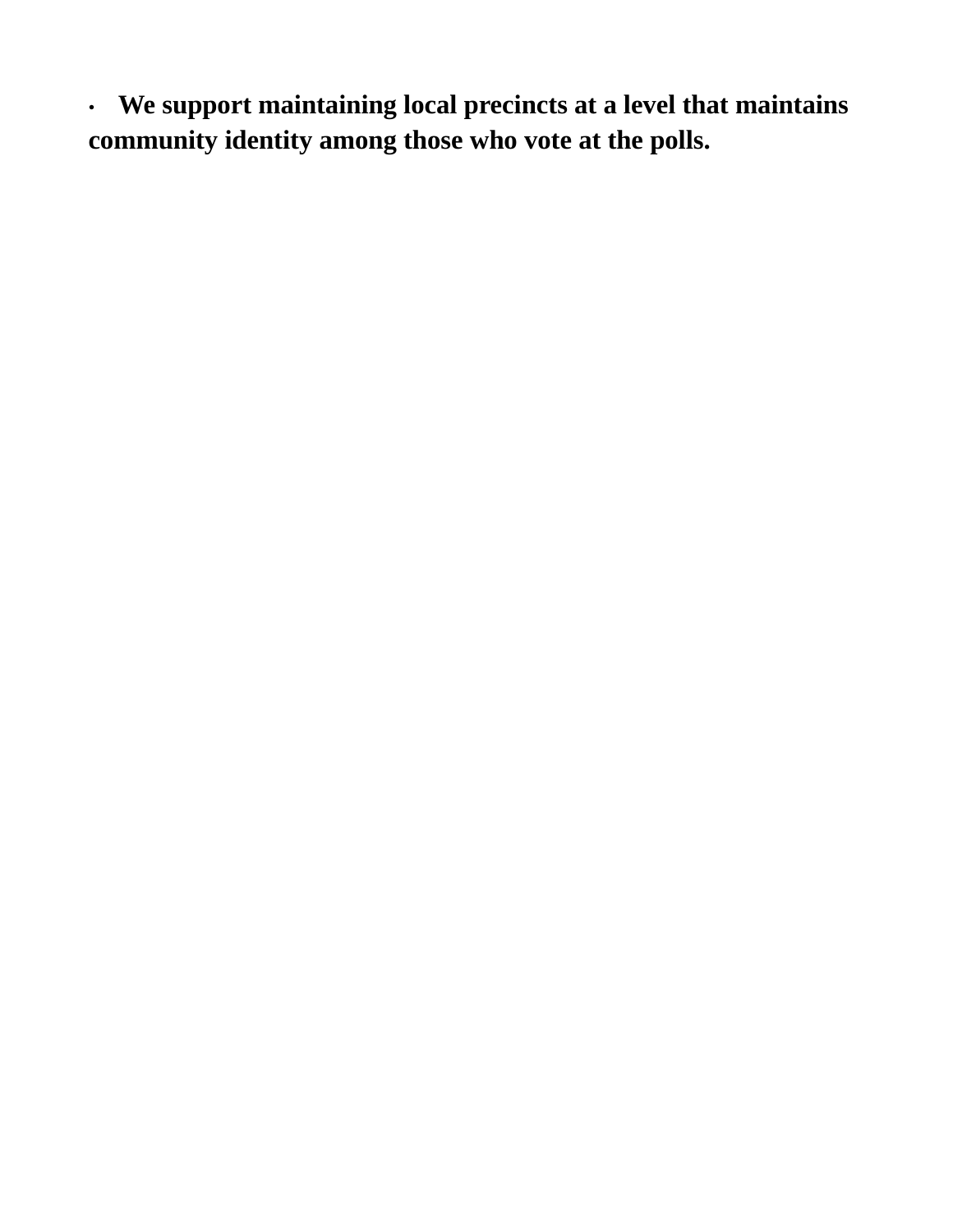- **We support maintaining local precincts at a level that maintains community identity among those who vote at the polls.**